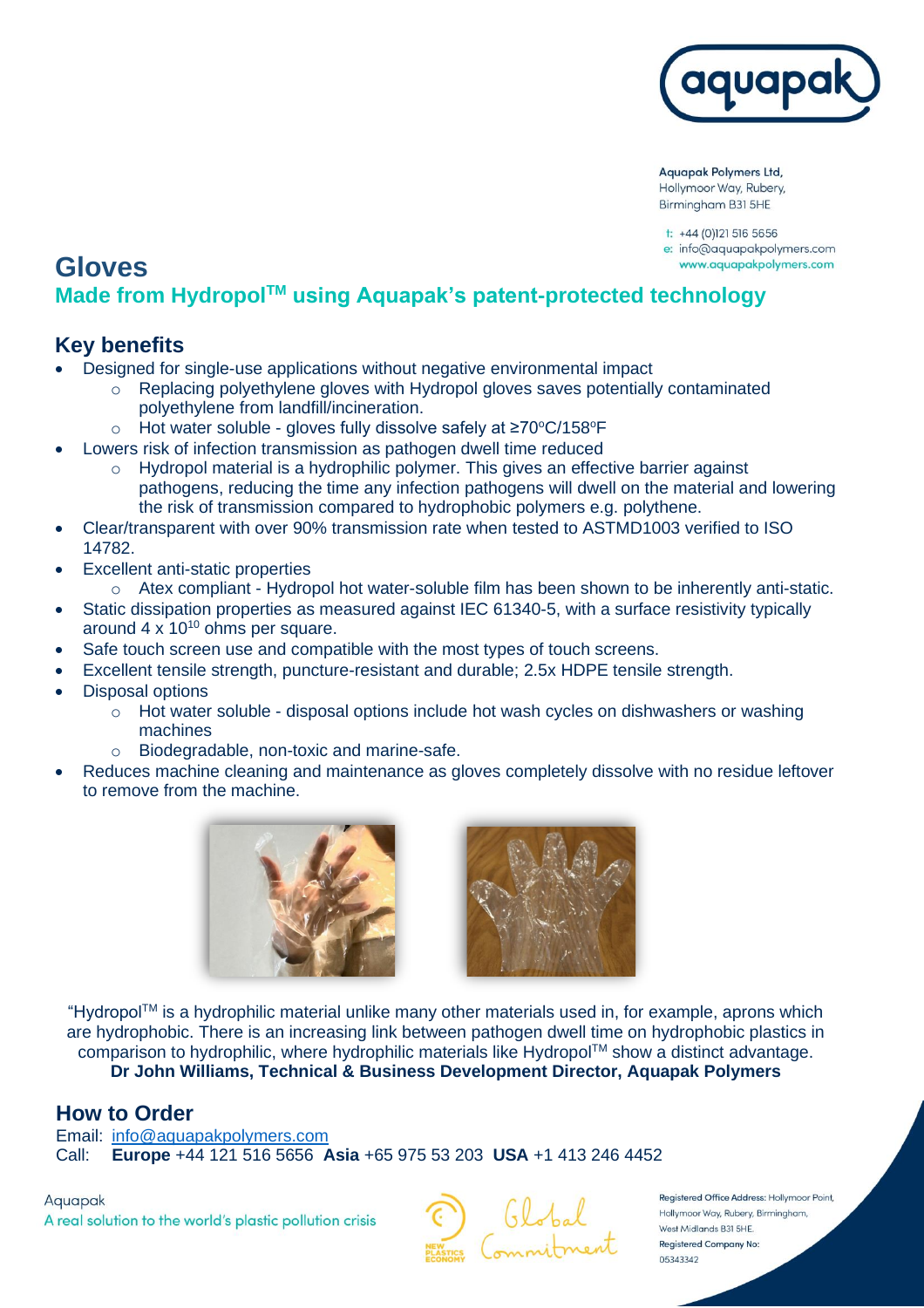Aquapak Polymers Ltd,
Hollymoor Way, Rubery,
Birmingham B31 5HE

t: +44 (0)121 516 5656
e: info@aquapakpolymers.com
www.aquapakpolymers.com

# Gloves

## Made from Hydropol™ using Aquapak's patent-protected technology

### Key benefits

- Designed for single-use applications without negative environmental impact
  - Replacing polyethylene gloves with Hydropol gloves saves potentially contaminated polyethylene from landfill/incineration.
  - Hot water soluble - gloves fully dissolve safely at ≥70°C/158°F
- Lowers risk of infection transmission as pathogen dwell time reduced
  - Hydropol material is a hydrophilic polymer. This gives an effective barrier against pathogens, reducing the time any infection pathogens will dwell on the material and lowering the risk of transmission compared to hydrophobic polymers e.g. polythene.
- Clear/transparent with over 90% transmission rate when tested to ASTMD1003 verified to ISO 14782.
- Excellent anti-static properties
  - Atex compliant - Hydropol hot water-soluble film has been shown to be inherently anti-static.
- Static dissipation properties as measured against IEC 61340-5, with a surface resistivity typically around $4 \times 10^{10}$ ohms per square.
- Safe touch screen use and compatible with the most types of touch screens.
- Excellent tensile strength, puncture-resistant and durable; 2.5x HDPE tensile strength.
- Disposal options
  - Hot water soluble - disposal options include hot wash cycles on dishwashers or washing machines
  - Biodegradable, non-toxic and marine-safe.
- Reduces machine cleaning and maintenance as gloves completely dissolve with no residue leftover to remove from the machine.

"Hydropol™ is a hydrophilic material unlike many other materials used in, for example, aprons which are hydrophobic. There is an increasing link between pathogen dwell time on hydrophobic plastics in comparison to hydrophilic, where hydrophilic materials like Hydropol™ show a distinct advantage.
**Dr John Williams, Technical & Business Development Director, Aquapak Polymers**

### How to Order

Email: info@aquapakpolymers.com
Call: **Europe** +44 121 516 5656 **Asia** +65 975 53 203 **USA** +1 413 246 4452

Aquapak
A real solution to the world's plastic pollution crisis

Registered Office Address: Hollymoor Point, Hollymoor Way, Rubery, Birmingham, West Midlands B31 5HE.
Registered Company No: 05343342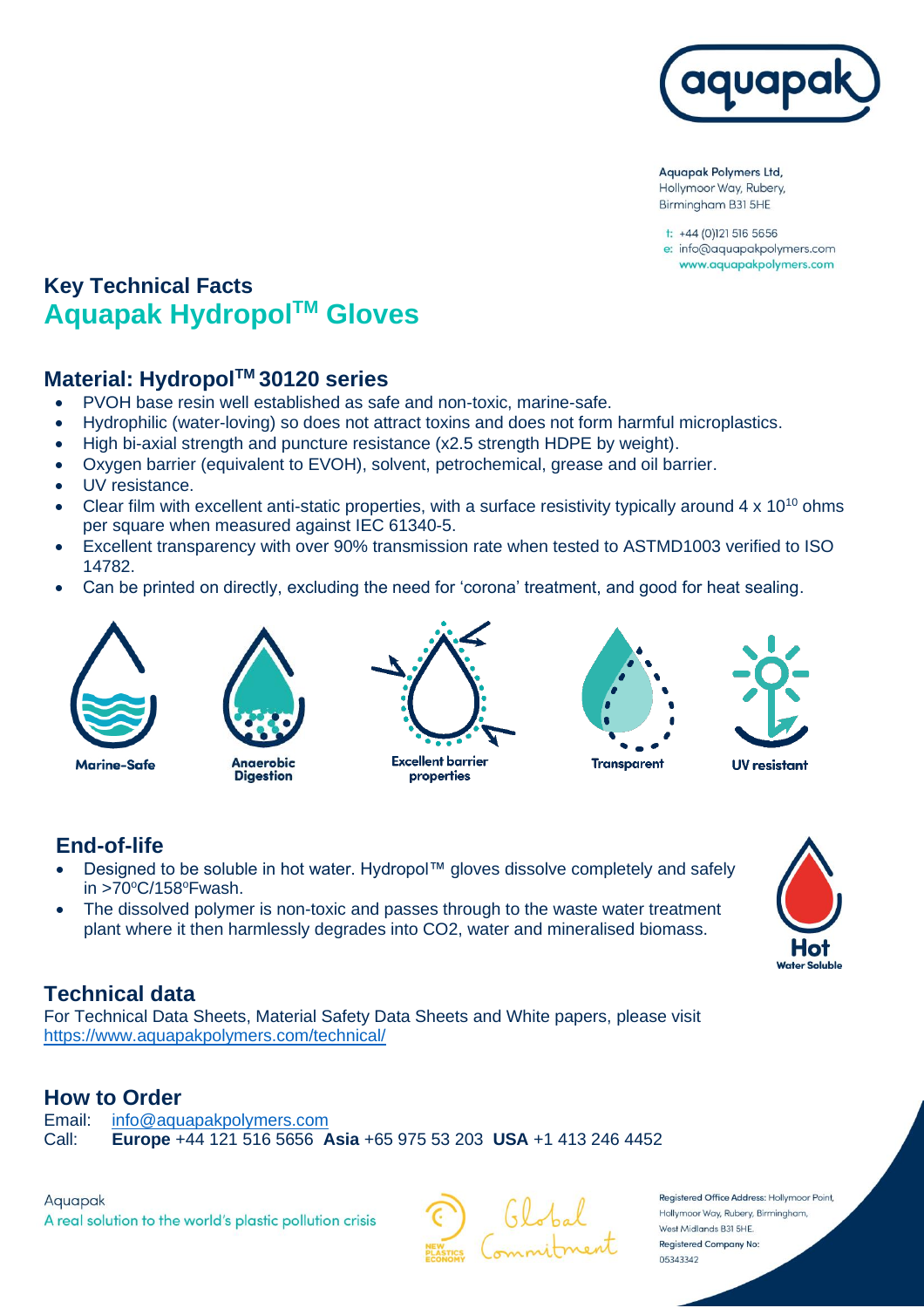Aquapak Polymers Ltd,
Hollymoor Way, Rubery,
Birmingham B31 5HE

t: +44 (0)121 516 5656
e: info@aquapakpolymers.com
www.aquapakpolymers.com

## Key Technical Facts

# Aquapak Hydropol™ Gloves

### Material: Hydropol™ 30120 series

- PVOH base resin well established as safe and non-toxic, marine-safe.
- Hydrophilic (water-loving) so does not attract toxins and does not form harmful microplastics.
- High bi-axial strength and puncture resistance (x2.5 strength HDPE by weight).
- Oxygen barrier (equivalent to EVOH), solvent, petrochemical, grease and oil barrier.
- UV resistance.
- Clear film with excellent anti-static properties, with a surface resistivity typically around $4 \times 10^{10}$ ohms per square when measured against IEC 61340-5.
- Excellent transparency with over 90% transmission rate when tested to ASTMD1003 verified to ISO 14782.
- Can be printed on directly, excluding the need for 'corona' treatment, and good for heat sealing.

Marine-Safe

Anaerobic Digestion

Excellent barrier properties

Transparent

UV resistant

### End-of-life

- Designed to be soluble in hot water. Hydropol™ gloves dissolve completely and safely in >70°C/158°F wash.
- The dissolved polymer is non-toxic and passes through to the waste water treatment plant where it then harmlessly degrades into $CO_2$, water and mineralised biomass.

Hot
Water Soluble

### Technical data

For Technical Data Sheets, Material Safety Data Sheets and White papers, please visit
https://www.aquapakpolymers.com/technical/

### How to Order

Email: info@aquapakpolymers.com
Call: **Europe** +44 121 516 5656 **Asia** +65 975 53 203 **USA** +1 413 246 4452

Aquapak
A real solution to the world's plastic pollution crisis

New Plastics Economy Global Commitment

Registered Office Address: Hollymoor Point, Hollymoor Way, Rubery, Birmingham, West Midlands B31 5HE.
Registered Company No: 05343342